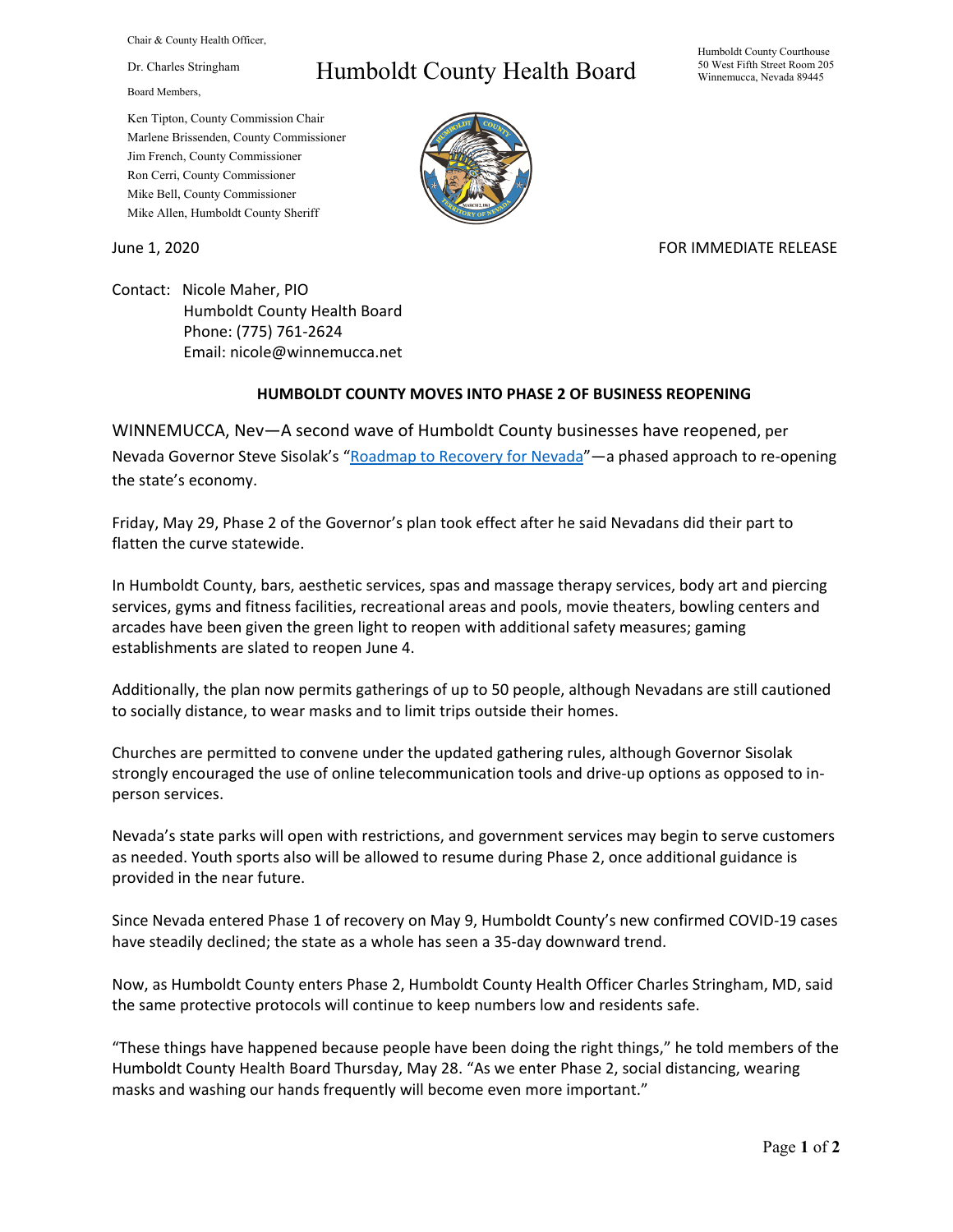Chair & County Health Officer,

Dr. Charles Stringham

Board Members,

Ken Tipton, County Commission Chair
Marlene Brissenden, County Commissioner
Jim French, County Commissioner
Ron Cerri, County Commissioner
Mike Bell, County Commissioner
Mike Allen, Humboldt County Sheriff

# Humboldt County Health Board

Humboldt County Courthouse
50 West Fifth Street Room 205
Winnemucca, Nevada 89445

June 1, 2020

FOR IMMEDIATE RELEASE

Contact: Nicole Maher, PIO
Humboldt County Health Board
Phone: (775) 761-2624
Email: nicole@winnemucca.net

## HUMBOLDT COUNTY MOVES INTO PHASE 2 OF BUSINESS REOPENING

WINNEMUCCA, Nev—A second wave of Humboldt County businesses have reopened, per Nevada Governor Steve Sisolak's "Roadmap to Recovery for Nevada"—a phased approach to re-opening the state's economy.

Friday, May 29, Phase 2 of the Governor's plan took effect after he said Nevadans did their part to flatten the curve statewide.

In Humboldt County, bars, aesthetic services, spas and massage therapy services, body art and piercing services, gyms and fitness facilities, recreational areas and pools, movie theaters, bowling centers and arcades have been given the green light to reopen with additional safety measures; gaming establishments are slated to reopen June 4.

Additionally, the plan now permits gatherings of up to 50 people, although Nevadans are still cautioned to socially distance, to wear masks and to limit trips outside their homes.

Churches are permitted to convene under the updated gathering rules, although Governor Sisolak strongly encouraged the use of online telecommunication tools and drive-up options as opposed to in-person services.

Nevada's state parks will open with restrictions, and government services may begin to serve customers as needed. Youth sports also will be allowed to resume during Phase 2, once additional guidance is provided in the near future.

Since Nevada entered Phase 1 of recovery on May 9, Humboldt County's new confirmed COVID-19 cases have steadily declined; the state as a whole has seen a 35-day downward trend.

Now, as Humboldt County enters Phase 2, Humboldt County Health Officer Charles Stringham, MD, said the same protective protocols will continue to keep numbers low and residents safe.

"These things have happened because people have been doing the right things," he told members of the Humboldt County Health Board Thursday, May 28. "As we enter Phase 2, social distancing, wearing masks and washing our hands frequently will become even more important."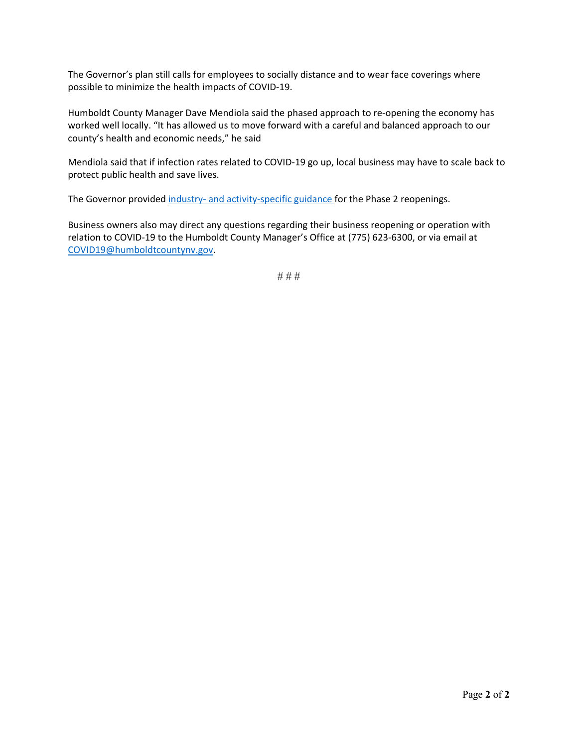The Governor's plan still calls for employees to socially distance and to wear face coverings where possible to minimize the health impacts of COVID-19.

Humboldt County Manager Dave Mendiola said the phased approach to re-opening the economy has worked well locally. "It has allowed us to move forward with a careful and balanced approach to our county's health and economic needs," he said

Mendiola said that if infection rates related to COVID-19 go up, local business may have to scale back to protect public health and save lives.

The Governor provided industry- and activity-specific guidance for the Phase 2 reopenings.

Business owners also may direct any questions regarding their business reopening or operation with relation to COVID-19 to the Humboldt County Manager's Office at (775) 623-6300, or via email at COVID19@humboldtcountynv.gov.

# # #